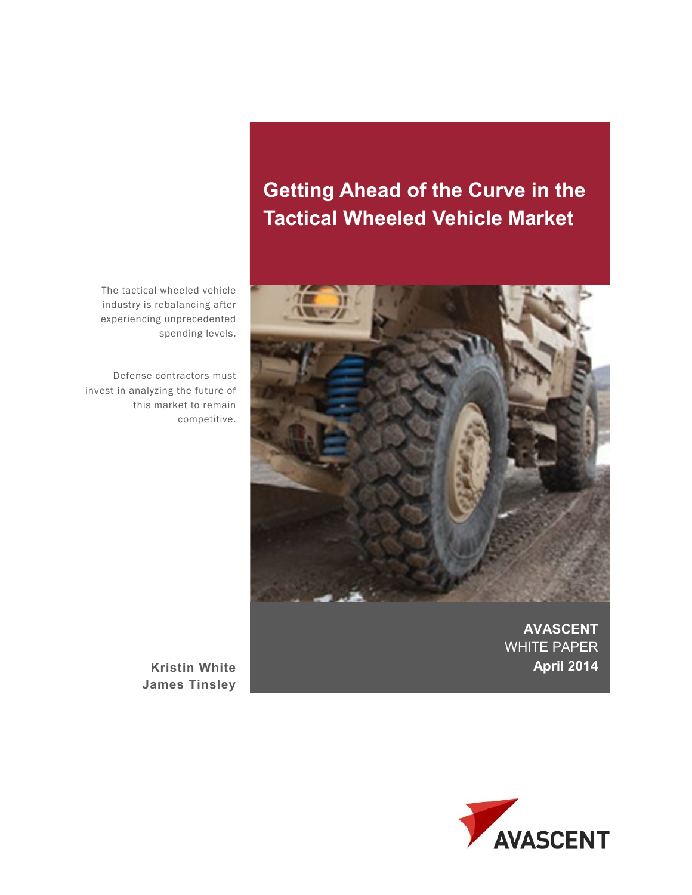# Getting Ahead of the Curve in the Tactical Wheeled Vehicle Market

The tactical wheeled vehicle industry is rebalancing after experiencing unprecedented spending levels.

Defense contractors must invest in analyzing the future of this market to remain competitive.

**AVASCENT**
WHITE PAPER
**April 2014**

**Kristin White**
**James Tinsley**

AVASCENT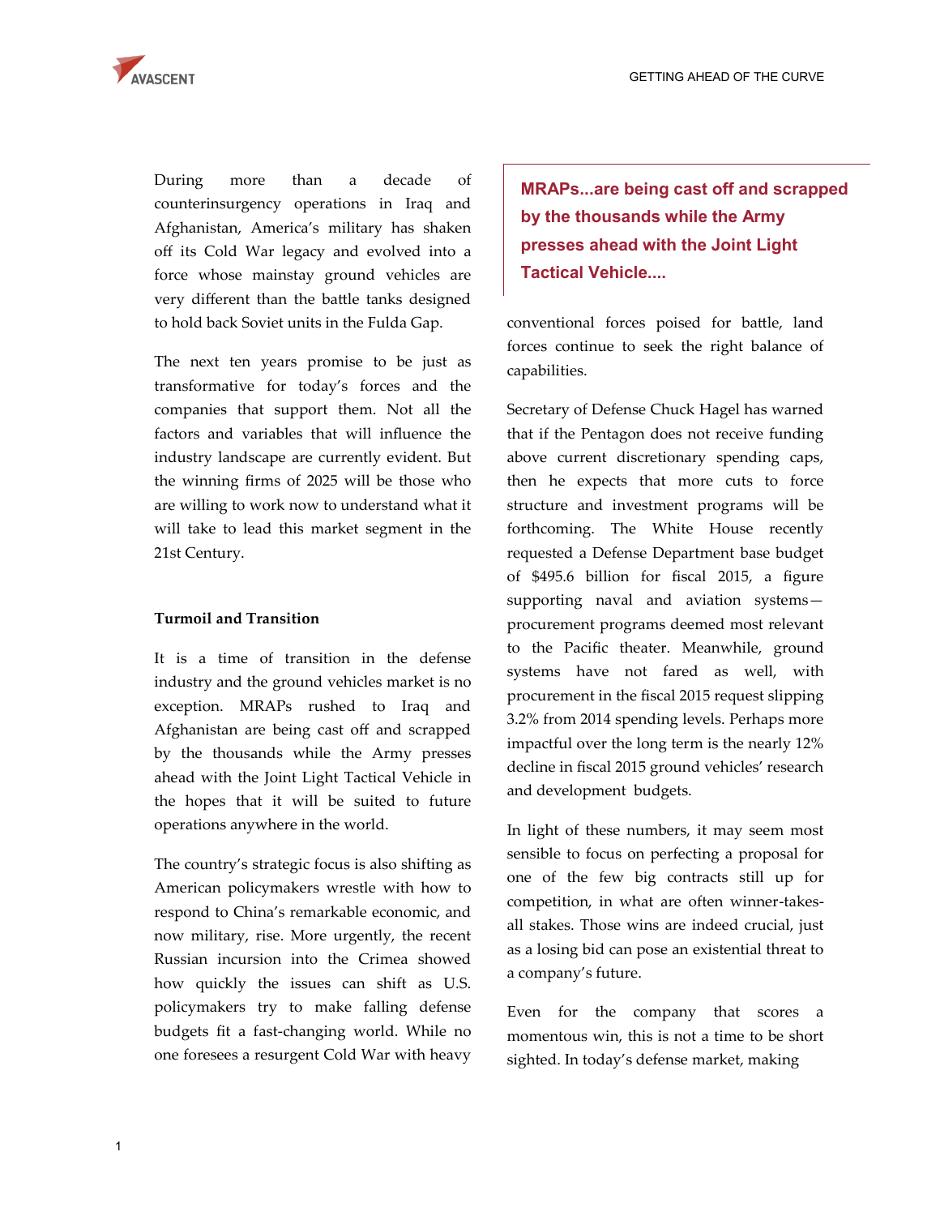During more than a decade of counterinsurgency operations in Iraq and Afghanistan, America's military has shaken off its Cold War legacy and evolved into a force whose mainstay ground vehicles are very different than the battle tanks designed to hold back Soviet units in the Fulda Gap.

The next ten years promise to be just as transformative for today's forces and the companies that support them. Not all the factors and variables that will influence the industry landscape are currently evident. But the winning firms of 2025 will be those who are willing to work now to understand what it will take to lead this market segment in the 21st Century.

**Turmoil and Transition**

It is a time of transition in the defense industry and the ground vehicles market is no exception. MRAPs rushed to Iraq and Afghanistan are being cast off and scrapped by the thousands while the Army presses ahead with the Joint Light Tactical Vehicle in the hopes that it will be suited to future operations anywhere in the world.

> **MRAPs...are being cast off and scrapped by the thousands while the Army presses ahead with the Joint Light Tactical Vehicle....**

The country's strategic focus is also shifting as American policymakers wrestle with how to respond to China's remarkable economic, and now military, rise. More urgently, the recent Russian incursion into the Crimea showed how quickly the issues can shift as U.S. policymakers try to make falling defense budgets fit a fast-changing world. While no one foresees a resurgent Cold War with heavy conventional forces poised for battle, land forces continue to seek the right balance of capabilities.

Secretary of Defense Chuck Hagel has warned that if the Pentagon does not receive funding above current discretionary spending caps, then he expects that more cuts to force structure and investment programs will be forthcoming. The White House recently requested a Defense Department base budget of $495.6 billion for fiscal 2015, a figure supporting naval and aviation systems—procurement programs deemed most relevant to the Pacific theater. Meanwhile, ground systems have not fared as well, with procurement in the fiscal 2015 request slipping 3.2% from 2014 spending levels. Perhaps more impactful over the long term is the nearly 12% decline in fiscal 2015 ground vehicles' research and development budgets.

In light of these numbers, it may seem most sensible to focus on perfecting a proposal for one of the few big contracts still up for competition, in what are often winner-takes-all stakes. Those wins are indeed crucial, just as a losing bid can pose an existential threat to a company's future.

Even for the company that scores a momentous win, this is not a time to be short sighted. In today's defense market, making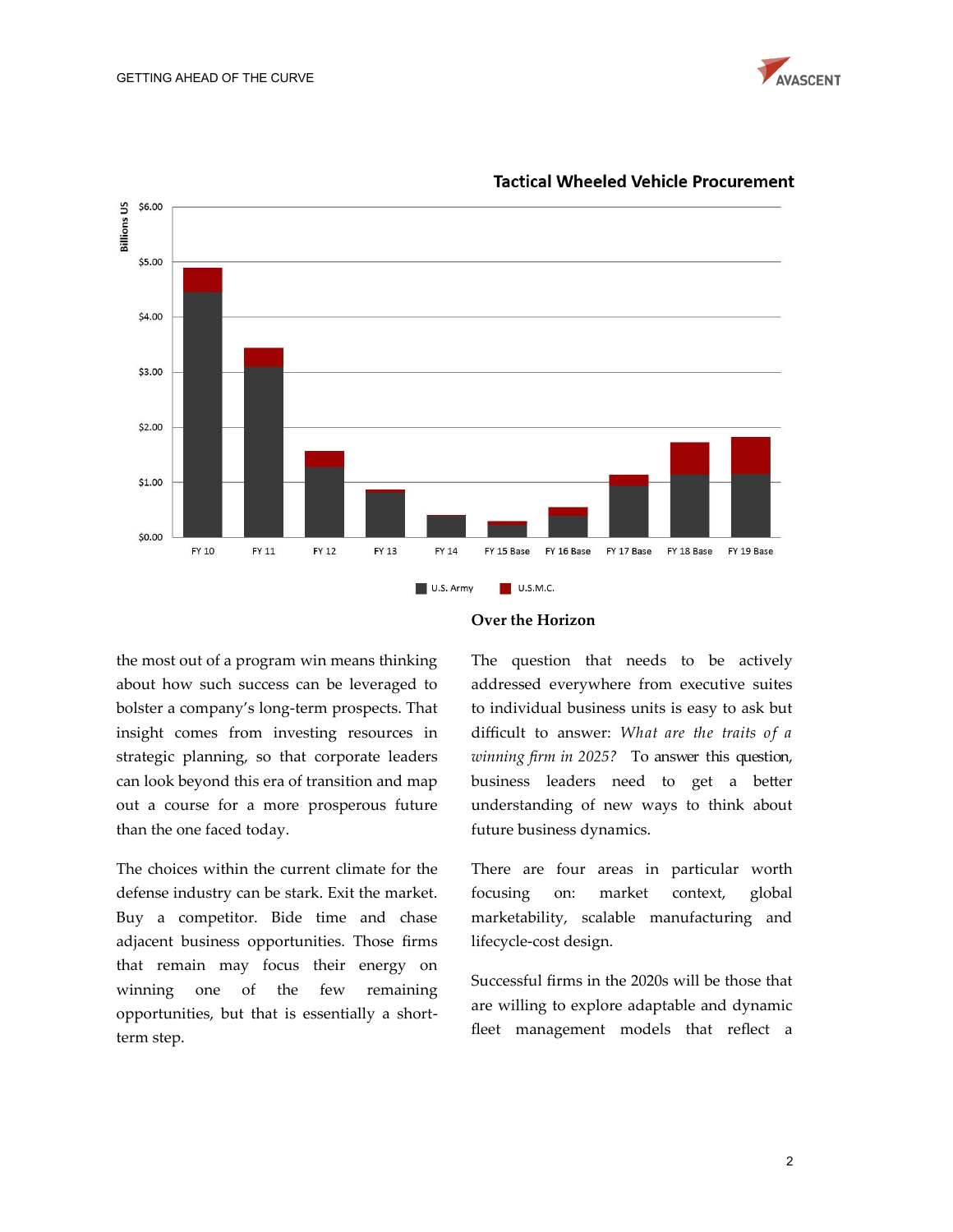**Tactical Wheeled Vehicle Procurement**

Billions US

$6.00
$5.00
$4.00
$3.00
$2.00
$1.00
$0.00

FY 10 | FY 11 | FY 12 | FY 13 | FY 14 | FY 15 Base | FY 16 Base | FY 17 Base | FY 18 Base | FY 19 Base

U.S. Army   U.S.M.C.

the most out of a program win means thinking about how such success can be leveraged to bolster a company's long-term prospects. That insight comes from investing resources in strategic planning, so that corporate leaders can look beyond this era of transition and map out a course for a more prosperous future than the one faced today.

The choices within the current climate for the defense industry can be stark. Exit the market. Buy a competitor. Bide time and chase adjacent business opportunities. Those firms that remain may focus their energy on winning one of the few remaining opportunities, but that is essentially a short-term step.

## Over the Horizon

The question that needs to be actively addressed everywhere from executive suites to individual business units is easy to ask but difficult to answer: *What are the traits of a winning firm in 2025?* To answer this question, business leaders need to get a better understanding of new ways to think about future business dynamics.

There are four areas in particular worth focusing on: market context, global marketability, scalable manufacturing and lifecycle-cost design.

Successful firms in the 2020s will be those that are willing to explore adaptable and dynamic fleet management models that reflect a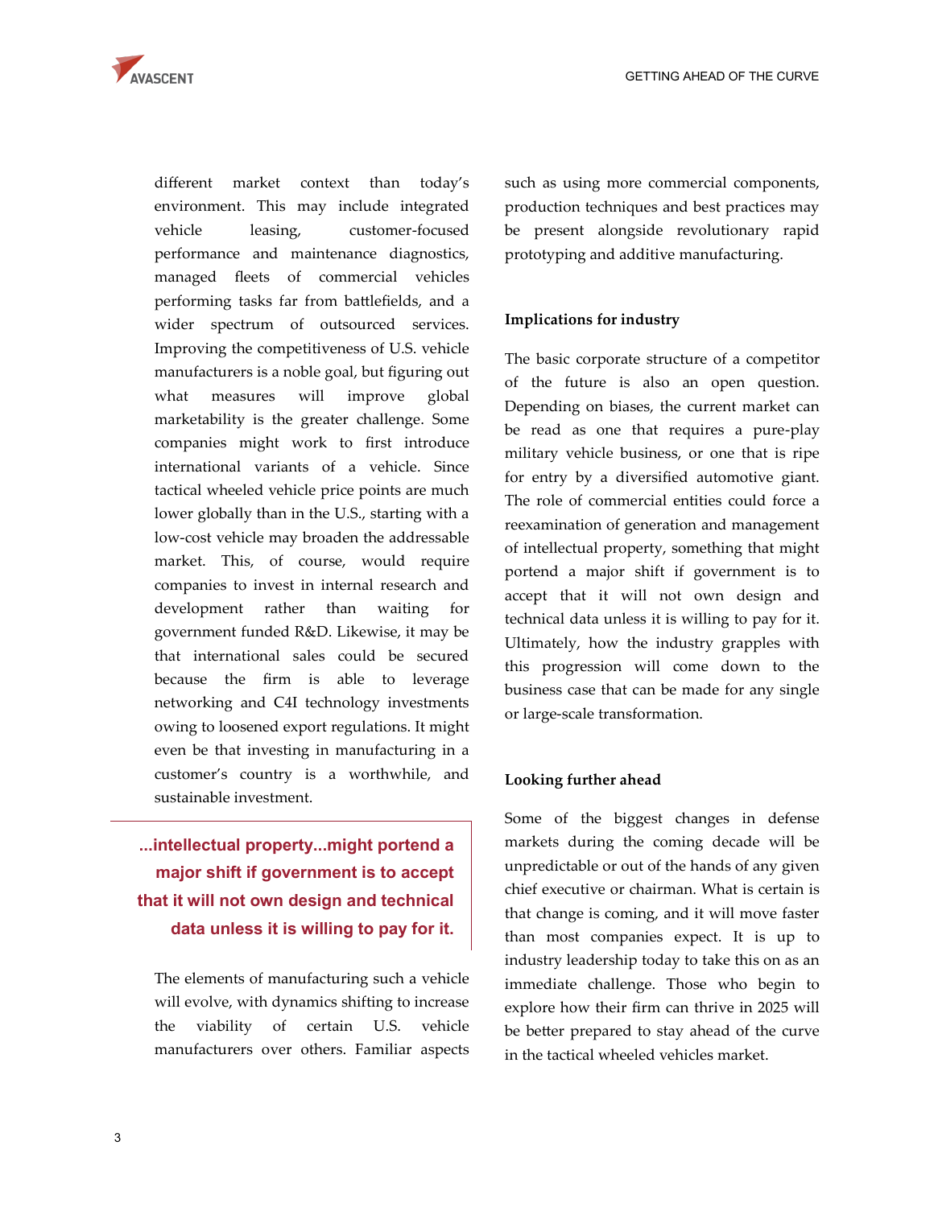different market context than today's environment. This may include integrated vehicle leasing, customer-focused performance and maintenance diagnostics, managed fleets of commercial vehicles performing tasks far from battlefields, and a wider spectrum of outsourced services. Improving the competitiveness of U.S. vehicle manufacturers is a noble goal, but figuring out what measures will improve global marketability is the greater challenge. Some companies might work to first introduce international variants of a vehicle. Since tactical wheeled vehicle price points are much lower globally than in the U.S., starting with a low-cost vehicle may broaden the addressable market. This, of course, would require companies to invest in internal research and development rather than waiting for government funded R&D. Likewise, it may be that international sales could be secured because the firm is able to leverage networking and C4I technology investments owing to loosened export regulations. It might even be that investing in manufacturing in a customer's country is a worthwhile, and sustainable investment.

> **...intellectual property...might portend a major shift if government is to accept that it will not own design and technical data unless it is willing to pay for it.**

The elements of manufacturing such a vehicle will evolve, with dynamics shifting to increase the viability of certain U.S. vehicle manufacturers over others. Familiar aspects such as using more commercial components, production techniques and best practices may be present alongside revolutionary rapid prototyping and additive manufacturing.

### Implications for industry

The basic corporate structure of a competitor of the future is also an open question. Depending on biases, the current market can be read as one that requires a pure-play military vehicle business, or one that is ripe for entry by a diversified automotive giant. The role of commercial entities could force a reexamination of generation and management of intellectual property, something that might portend a major shift if government is to accept that it will not own design and technical data unless it is willing to pay for it. Ultimately, how the industry grapples with this progression will come down to the business case that can be made for any single or large-scale transformation.

### Looking further ahead

Some of the biggest changes in defense markets during the coming decade will be unpredictable or out of the hands of any given chief executive or chairman. What is certain is that change is coming, and it will move faster than most companies expect. It is up to industry leadership today to take this on as an immediate challenge. Those who begin to explore how their firm can thrive in 2025 will be better prepared to stay ahead of the curve in the tactical wheeled vehicles market.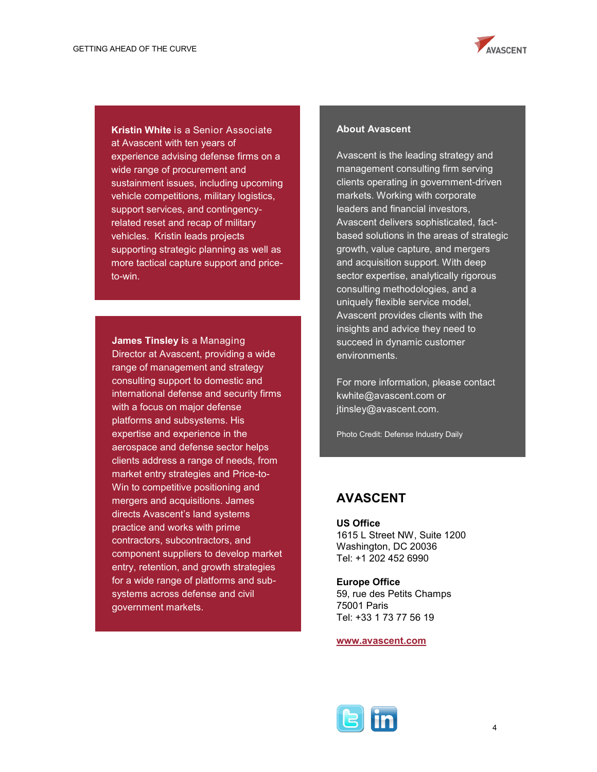**Kristin White** is a Senior Associate at Avascent with ten years of experience advising defense firms on a wide range of procurement and sustainment issues, including upcoming vehicle competitions, military logistics, support services, and contingency-related reset and recap of military vehicles. Kristin leads projects supporting strategic planning as well as more tactical capture support and price-to-win.

**James Tinsley is** a Managing Director at Avascent, providing a wide range of management and strategy consulting support to domestic and international defense and security firms with a focus on major defense platforms and subsystems. His expertise and experience in the aerospace and defense sector helps clients address a range of needs, from market entry strategies and Price-to-Win to competitive positioning and mergers and acquisitions. James directs Avascent's land systems practice and works with prime contractors, subcontractors, and component suppliers to develop market entry, retention, and growth strategies for a wide range of platforms and sub-systems across defense and civil government markets.

**About Avascent**

Avascent is the leading strategy and management consulting firm serving clients operating in government-driven markets. Working with corporate leaders and financial investors, Avascent delivers sophisticated, fact-based solutions in the areas of strategic growth, value capture, and mergers and acquisition support. With deep sector expertise, analytically rigorous consulting methodologies, and a uniquely flexible service model, Avascent provides clients with the insights and advice they need to succeed in dynamic customer environments.

For more information, please contact kwhite@avascent.com or jtinsley@avascent.com.

Photo Credit: Defense Industry Daily

## AVASCENT

**US Office**
1615 L Street NW, Suite 1200
Washington, DC 20036
Tel: +1 202 452 6990

**Europe Office**
59, rue des Petits Champs
75001 Paris
Tel: +33 1 73 77 56 19

[www.avascent.com](http://www.avascent.com)